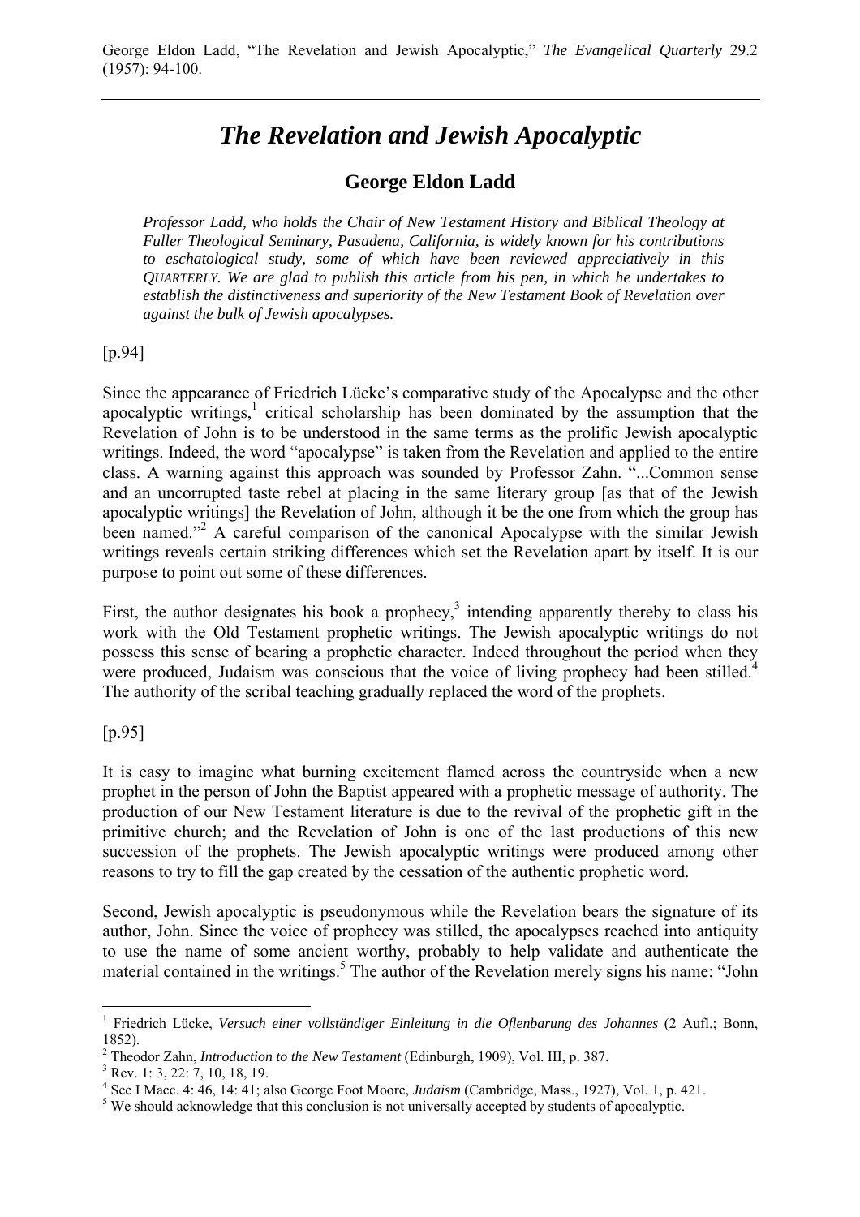George Eldon Ladd, "The Revelation and Jewish Apocalyptic," *The Evangelical Quarterly* 29.2 (1957): 94-100.

# *The Revelation and Jewish Apocalyptic*

## George Eldon Ladd

*Professor Ladd, who holds the Chair of New Testament History and Biblical Theology at Fuller Theological Seminary, Pasadena, California, is widely known for his contributions to eschatological study, some of which have been reviewed appreciatively in this QUARTERLY. We are glad to publish this article from his pen, in which he undertakes to establish the distinctiveness and superiority of the New Testament Book of Revelation over against the bulk of Jewish apocalypses.*

[p.94]

Since the appearance of Friedrich Lücke's comparative study of the Apocalypse and the other apocalyptic writings,[1] critical scholarship has been dominated by the assumption that the Revelation of John is to be understood in the same terms as the prolific Jewish apocalyptic writings. Indeed, the word "apocalypse" is taken from the Revelation and applied to the entire class. A warning against this approach was sounded by Professor Zahn. "...Common sense and an uncorrupted taste rebel at placing in the same literary group [as that of the Jewish apocalyptic writings] the Revelation of John, although it be the one from which the group has been named."[2] A careful comparison of the canonical Apocalypse with the similar Jewish writings reveals certain striking differences which set the Revelation apart by itself. It is our purpose to point out some of these differences.

First, the author designates his book a prophecy,[3] intending apparently thereby to class his work with the Old Testament prophetic writings. The Jewish apocalyptic writings do not possess this sense of bearing a prophetic character. Indeed throughout the period when they were produced, Judaism was conscious that the voice of living prophecy had been stilled.[4] The authority of the scribal teaching gradually replaced the word of the prophets.

[p.95]

It is easy to imagine what burning excitement flamed across the countryside when a new prophet in the person of John the Baptist appeared with a prophetic message of authority. The production of our New Testament literature is due to the revival of the prophetic gift in the primitive church; and the Revelation of John is one of the last productions of this new succession of the prophets. The Jewish apocalyptic writings were produced among other reasons to try to fill the gap created by the cessation of the authentic prophetic word.

Second, Jewish apocalyptic is pseudonymous while the Revelation bears the signature of its author, John. Since the voice of prophecy was stilled, the apocalypses reached into antiquity to use the name of some ancient worthy, probably to help validate and authenticate the material contained in the writings.[5] The author of the Revelation merely signs his name: "John

---

[1] Friedrich Lücke, *Versuch einer vollständiger Einleitung in die Oflenbarung des Johannes* (2 Aufl.; Bonn, 1852).

[2] Theodor Zahn, *Introduction to the New Testament* (Edinburgh, 1909), Vol. III, p. 387.

[3] Rev. 1: 3, 22: 7, 10, 18, 19.

[4] See I Macc. 4: 46, 14: 41; also George Foot Moore, *Judaism* (Cambridge, Mass., 1927), Vol. 1, p. 421.

[5] We should acknowledge that this conclusion is not universally accepted by students of apocalyptic.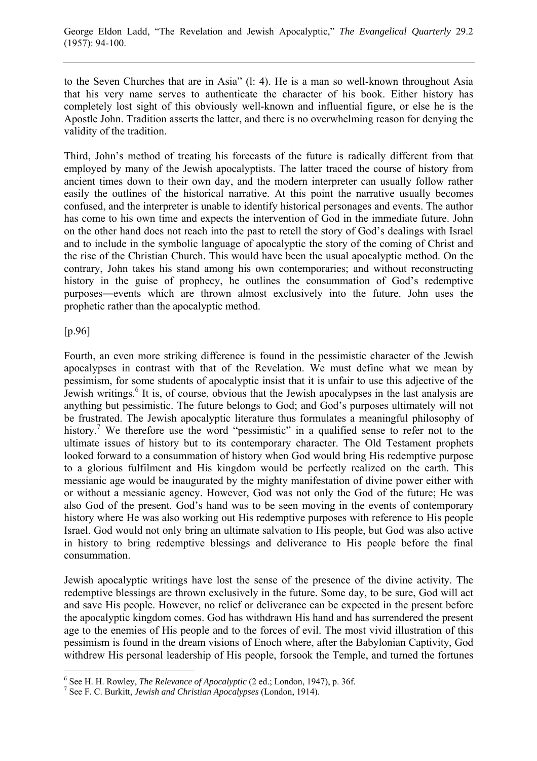to the Seven Churches that are in Asia" (l: 4). He is a man so well-known throughout Asia that his very name serves to authenticate the character of his book. Either history has completely lost sight of this obviously well-known and influential figure, or else he is the Apostle John. Tradition asserts the latter, and there is no overwhelming reason for denying the validity of the tradition.

Third, John's method of treating his forecasts of the future is radically different from that employed by many of the Jewish apocalyptists. The latter traced the course of history from ancient times down to their own day, and the modern interpreter can usually follow rather easily the outlines of the historical narrative. At this point the narrative usually becomes confused, and the interpreter is unable to identify historical personages and events. The author has come to his own time and expects the intervention of God in the immediate future. John on the other hand does not reach into the past to retell the story of God's dealings with Israel and to include in the symbolic language of apocalyptic the story of the coming of Christ and the rise of the Christian Church. This would have been the usual apocalyptic method. On the contrary, John takes his stand among his own contemporaries; and without reconstructing history in the guise of prophecy, he outlines the consummation of God's redemptive purposes―events which are thrown almost exclusively into the future. John uses the prophetic rather than the apocalyptic method.

[p.96]

Fourth, an even more striking difference is found in the pessimistic character of the Jewish apocalypses in contrast with that of the Revelation. We must define what we mean by pessimism, for some students of apocalyptic insist that it is unfair to use this adjective of the Jewish writings.[6] It is, of course, obvious that the Jewish apocalypses in the last analysis are anything but pessimistic. The future belongs to God; and God's purposes ultimately will not be frustrated. The Jewish apocalyptic literature thus formulates a meaningful philosophy of history.[7] We therefore use the word "pessimistic" in a qualified sense to refer not to the ultimate issues of history but to its contemporary character. The Old Testament prophets looked forward to a consummation of history when God would bring His redemptive purpose to a glorious fulfilment and His kingdom would be perfectly realized on the earth. This messianic age would be inaugurated by the mighty manifestation of divine power either with or without a messianic agency. However, God was not only the God of the future; He was also God of the present. God's hand was to be seen moving in the events of contemporary history where He was also working out His redemptive purposes with reference to His people Israel. God would not only bring an ultimate salvation to His people, but God was also active in history to bring redemptive blessings and deliverance to His people before the final consummation.

Jewish apocalyptic writings have lost the sense of the presence of the divine activity. The redemptive blessings are thrown exclusively in the future. Some day, to be sure, God will act and save His people. However, no relief or deliverance can be expected in the present before the apocalyptic kingdom comes. God has withdrawn His hand and has surrendered the present age to the enemies of His people and to the forces of evil. The most vivid illustration of this pessimism is found in the dream visions of Enoch where, after the Babylonian Captivity, God withdrew His personal leadership of His people, forsook the Temple, and turned the fortunes

---

[6] See H. H. Rowley, *The Relevance of Apocalyptic* (2 ed.; London, 1947), p. 36f.

[7] See F. C. Burkitt, *Jewish and Christian Apocalypses* (London, 1914).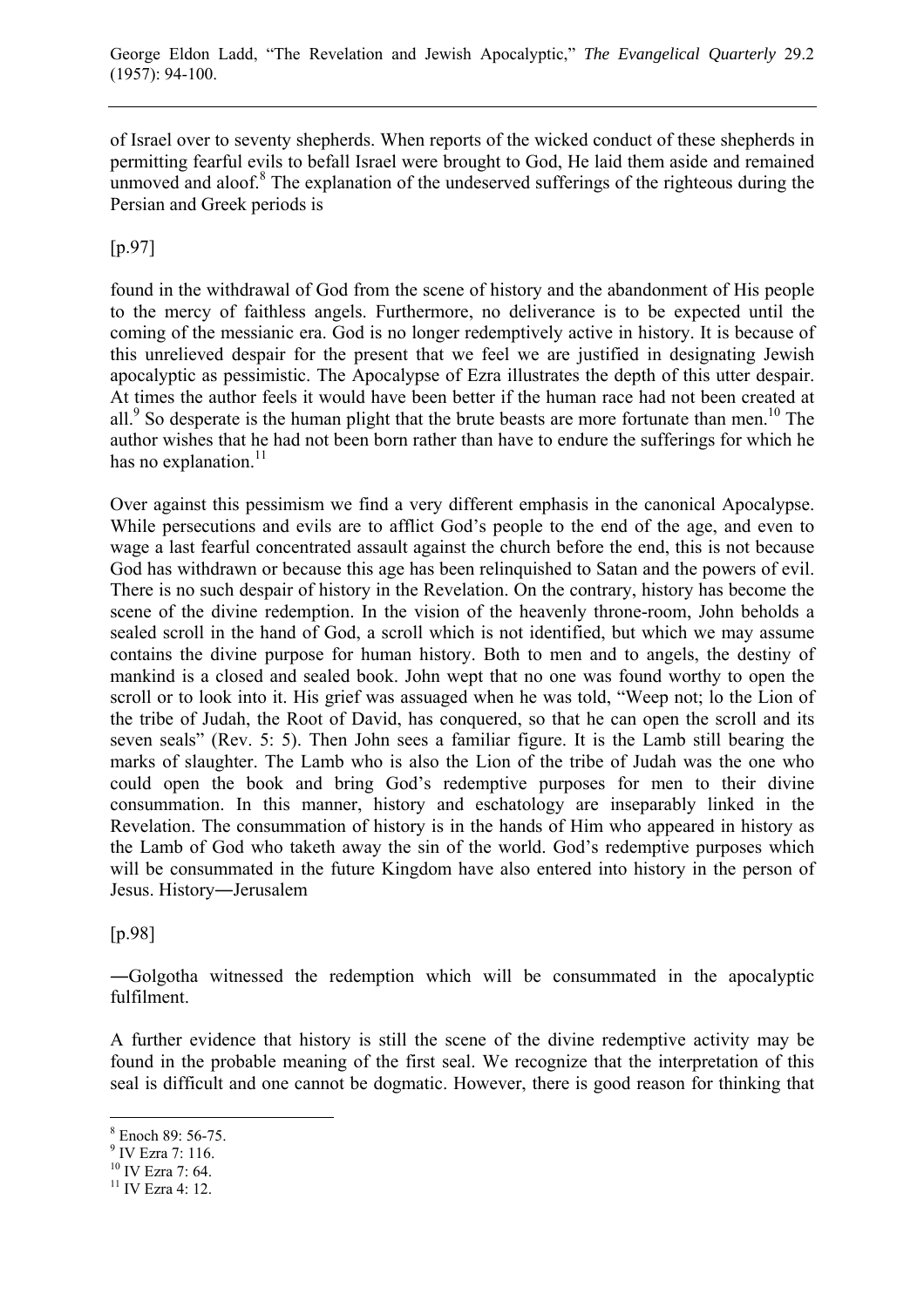of Israel over to seventy shepherds. When reports of the wicked conduct of these shepherds in permitting fearful evils to befall Israel were brought to God, He laid them aside and remained unmoved and aloof.[8] The explanation of the undeserved sufferings of the righteous during the Persian and Greek periods is

[p.97]

found in the withdrawal of God from the scene of history and the abandonment of His people to the mercy of faithless angels. Furthermore, no deliverance is to be expected until the coming of the messianic era. God is no longer redemptively active in history. It is because of this unrelieved despair for the present that we feel we are justified in designating Jewish apocalyptic as pessimistic. The Apocalypse of Ezra illustrates the depth of this utter despair. At times the author feels it would have been better if the human race had not been created at all.[9] So desperate is the human plight that the brute beasts are more fortunate than men.[10] The author wishes that he had not been born rather than have to endure the sufferings for which he has no explanation.[11]

Over against this pessimism we find a very different emphasis in the canonical Apocalypse. While persecutions and evils are to afflict God's people to the end of the age, and even to wage a last fearful concentrated assault against the church before the end, this is not because God has withdrawn or because this age has been relinquished to Satan and the powers of evil. There is no such despair of history in the Revelation. On the contrary, history has become the scene of the divine redemption. In the vision of the heavenly throne-room, John beholds a sealed scroll in the hand of God, a scroll which is not identified, but which we may assume contains the divine purpose for human history. Both to men and to angels, the destiny of mankind is a closed and sealed book. John wept that no one was found worthy to open the scroll or to look into it. His grief was assuaged when he was told, "Weep not; lo the Lion of the tribe of Judah, the Root of David, has conquered, so that he can open the scroll and its seven seals" (Rev. 5: 5). Then John sees a familiar figure. It is the Lamb still bearing the marks of slaughter. The Lamb who is also the Lion of the tribe of Judah was the one who could open the book and bring God's redemptive purposes for men to their divine consummation. In this manner, history and eschatology are inseparably linked in the Revelation. The consummation of history is in the hands of Him who appeared in history as the Lamb of God who taketh away the sin of the world. God's redemptive purposes which will be consummated in the future Kingdom have also entered into history in the person of Jesus. History―Jerusalem

[p.98]

―Golgotha witnessed the redemption which will be consummated in the apocalyptic fulfilment.

A further evidence that history is still the scene of the divine redemptive activity may be found in the probable meaning of the first seal. We recognize that the interpretation of this seal is difficult and one cannot be dogmatic. However, there is good reason for thinking that

---

[8] Enoch 89: 56-75.

[9] IV Ezra 7: 116.

[10] IV Ezra 7: 64.

[11] IV Ezra 4: 12.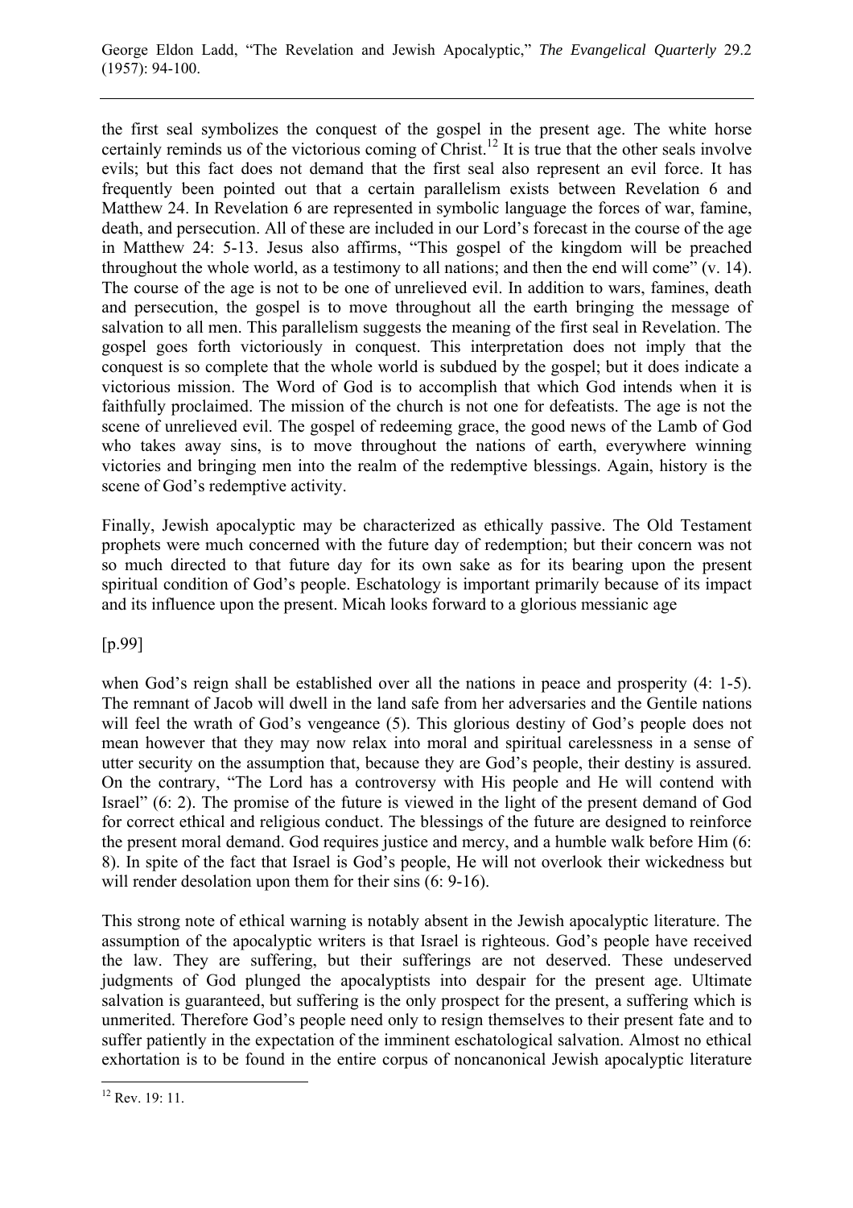the first seal symbolizes the conquest of the gospel in the present age. The white horse certainly reminds us of the victorious coming of Christ.[12] It is true that the other seals involve evils; but this fact does not demand that the first seal also represent an evil force. It has frequently been pointed out that a certain parallelism exists between Revelation 6 and Matthew 24. In Revelation 6 are represented in symbolic language the forces of war, famine, death, and persecution. All of these are included in our Lord's forecast in the course of the age in Matthew 24: 5-13. Jesus also affirms, "This gospel of the kingdom will be preached throughout the whole world, as a testimony to all nations; and then the end will come" (v. 14). The course of the age is not to be one of unrelieved evil. In addition to wars, famines, death and persecution, the gospel is to move throughout all the earth bringing the message of salvation to all men. This parallelism suggests the meaning of the first seal in Revelation. The gospel goes forth victoriously in conquest. This interpretation does not imply that the conquest is so complete that the whole world is subdued by the gospel; but it does indicate a victorious mission. The Word of God is to accomplish that which God intends when it is faithfully proclaimed. The mission of the church is not one for defeatists. The age is not the scene of unrelieved evil. The gospel of redeeming grace, the good news of the Lamb of God who takes away sins, is to move throughout the nations of earth, everywhere winning victories and bringing men into the realm of the redemptive blessings. Again, history is the scene of God's redemptive activity.

Finally, Jewish apocalyptic may be characterized as ethically passive. The Old Testament prophets were much concerned with the future day of redemption; but their concern was not so much directed to that future day for its own sake as for its bearing upon the present spiritual condition of God's people. Eschatology is important primarily because of its impact and its influence upon the present. Micah looks forward to a glorious messianic age

[p.99]

when God's reign shall be established over all the nations in peace and prosperity (4: 1-5). The remnant of Jacob will dwell in the land safe from her adversaries and the Gentile nations will feel the wrath of God's vengeance (5). This glorious destiny of God's people does not mean however that they may now relax into moral and spiritual carelessness in a sense of utter security on the assumption that, because they are God's people, their destiny is assured. On the contrary, "The Lord has a controversy with His people and He will contend with Israel" (6: 2). The promise of the future is viewed in the light of the present demand of God for correct ethical and religious conduct. The blessings of the future are designed to reinforce the present moral demand. God requires justice and mercy, and a humble walk before Him (6: 8). In spite of the fact that Israel is God's people, He will not overlook their wickedness but will render desolation upon them for their sins (6: 9-16).

This strong note of ethical warning is notably absent in the Jewish apocalyptic literature. The assumption of the apocalyptic writers is that Israel is righteous. God's people have received the law. They are suffering, but their sufferings are not deserved. These undeserved judgments of God plunged the apocalyptists into despair for the present age. Ultimate salvation is guaranteed, but suffering is the only prospect for the present, a suffering which is unmerited. Therefore God's people need only to resign themselves to their present fate and to suffer patiently in the expectation of the imminent eschatological salvation. Almost no ethical exhortation is to be found in the entire corpus of noncanonical Jewish apocalyptic literature

[12] Rev. 19: 11.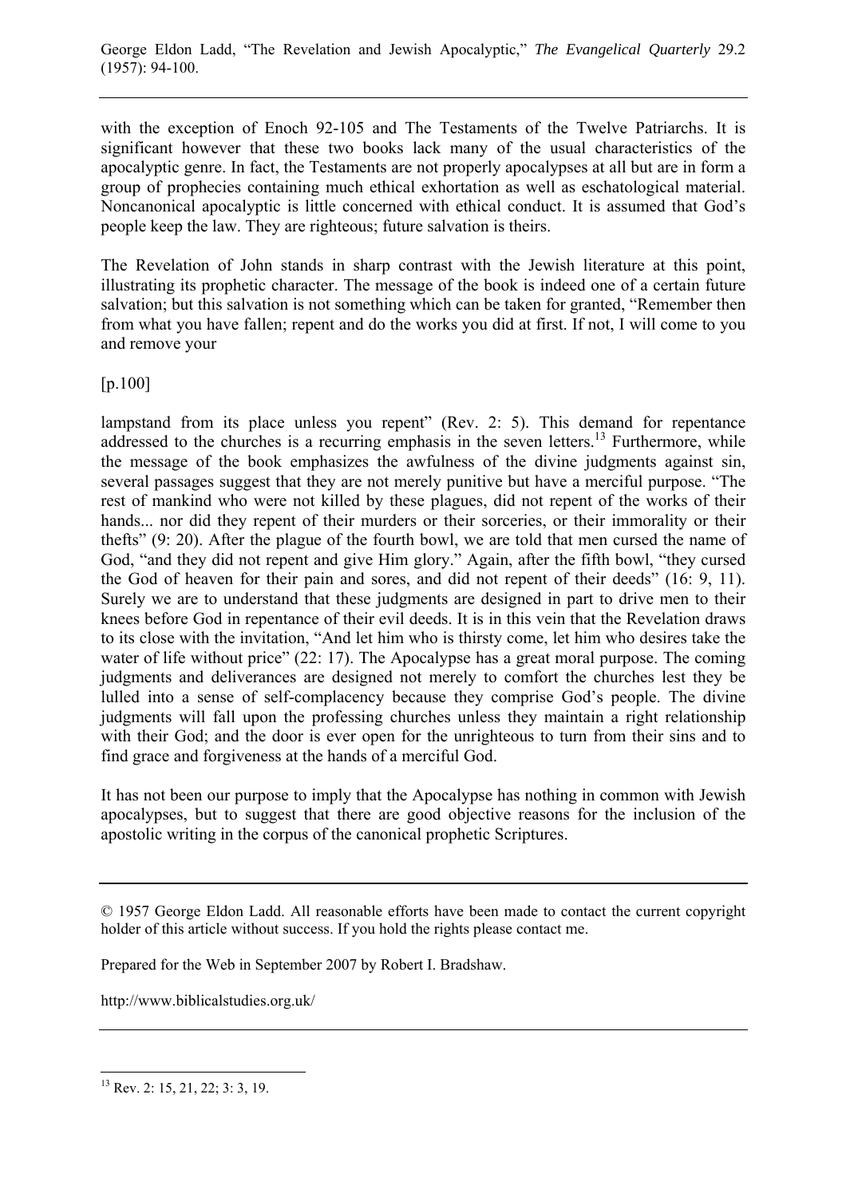with the exception of Enoch 92-105 and The Testaments of the Twelve Patriarchs. It is significant however that these two books lack many of the usual characteristics of the apocalyptic genre. In fact, the Testaments are not properly apocalypses at all but are in form a group of prophecies containing much ethical exhortation as well as eschatological material. Noncanonical apocalyptic is little concerned with ethical conduct. It is assumed that God's people keep the law. They are righteous; future salvation is theirs.

The Revelation of John stands in sharp contrast with the Jewish literature at this point, illustrating its prophetic character. The message of the book is indeed one of a certain future salvation; but this salvation is not something which can be taken for granted, "Remember then from what you have fallen; repent and do the works you did at first. If not, I will come to you and remove your

[p.100]

lampstand from its place unless you repent" (Rev. 2: 5). This demand for repentance addressed to the churches is a recurring emphasis in the seven letters.[13] Furthermore, while the message of the book emphasizes the awfulness of the divine judgments against sin, several passages suggest that they are not merely punitive but have a merciful purpose. "The rest of mankind who were not killed by these plagues, did not repent of the works of their hands... nor did they repent of their murders or their sorceries, or their immorality or their thefts" (9: 20). After the plague of the fourth bowl, we are told that men cursed the name of God, "and they did not repent and give Him glory." Again, after the fifth bowl, "they cursed the God of heaven for their pain and sores, and did not repent of their deeds" (16: 9, 11). Surely we are to understand that these judgments are designed in part to drive men to their knees before God in repentance of their evil deeds. It is in this vein that the Revelation draws to its close with the invitation, "And let him who is thirsty come, let him who desires take the water of life without price" (22: 17). The Apocalypse has a great moral purpose. The coming judgments and deliverances are designed not merely to comfort the churches lest they be lulled into a sense of self-complacency because they comprise God's people. The divine judgments will fall upon the professing churches unless they maintain a right relationship with their God; and the door is ever open for the unrighteous to turn from their sins and to find grace and forgiveness at the hands of a merciful God.

It has not been our purpose to imply that the Apocalypse has nothing in common with Jewish apocalypses, but to suggest that there are good objective reasons for the inclusion of the apostolic writing in the corpus of the canonical prophetic Scriptures.

---

© 1957 George Eldon Ladd. All reasonable efforts have been made to contact the current copyright holder of this article without success. If you hold the rights please contact me.

Prepared for the Web in September 2007 by Robert I. Bradshaw.

http://www.biblicalstudies.org.uk/

---

[13] Rev. 2: 15, 21, 22; 3: 3, 19.